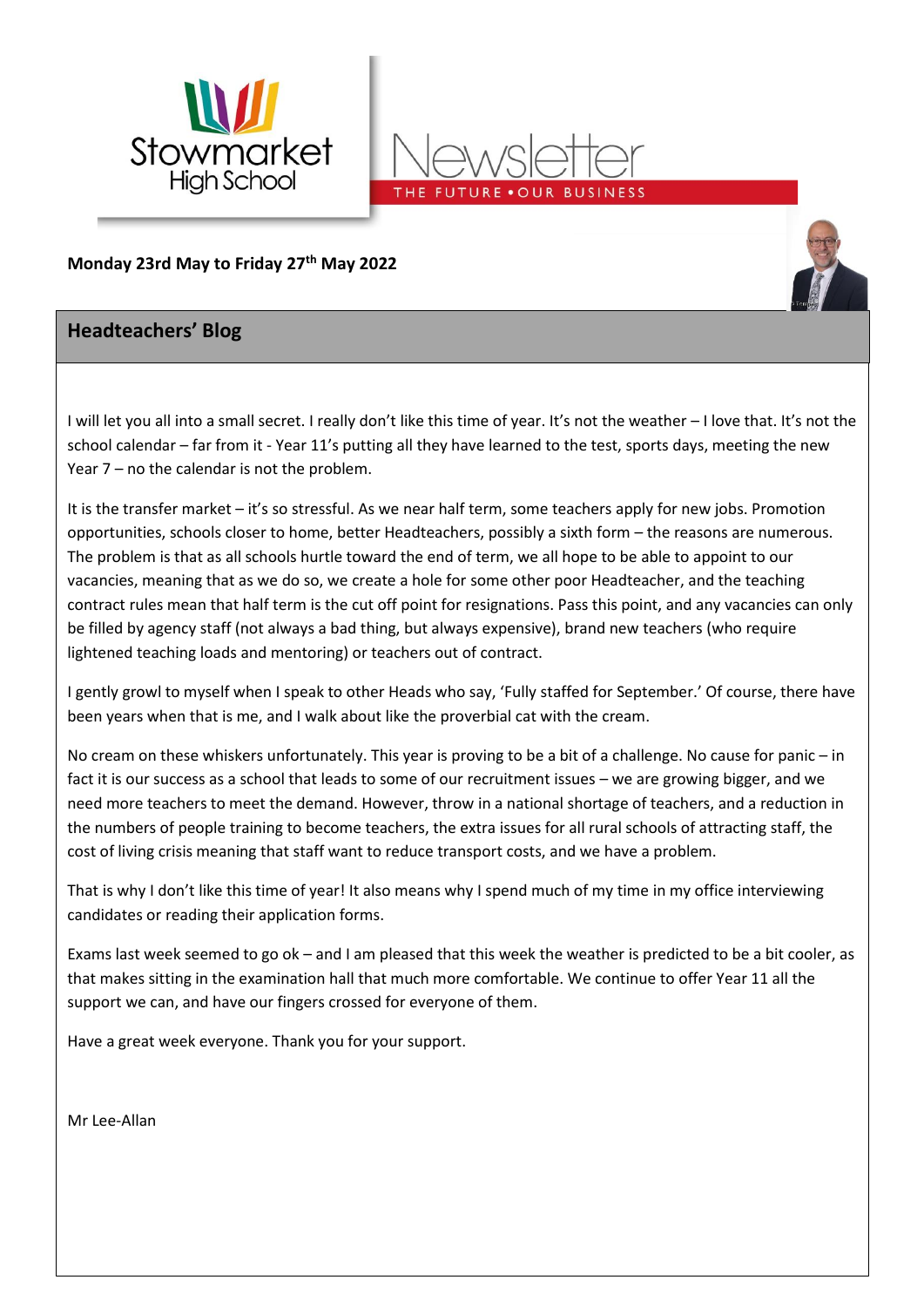Stowmarket High School

# Newsletter

THE FUTURE • OUR BUSINESS

**Monday 23rd May to Friday 27th May 2022**

## Headteachers' Blog

I will let you all into a small secret. I really don't like this time of year. It's not the weather – I love that. It's not the school calendar – far from it - Year 11's putting all they have learned to the test, sports days, meeting the new Year 7 – no the calendar is not the problem.

It is the transfer market – it's so stressful. As we near half term, some teachers apply for new jobs. Promotion opportunities, schools closer to home, better Headteachers, possibly a sixth form – the reasons are numerous. The problem is that as all schools hurtle toward the end of term, we all hope to be able to appoint to our vacancies, meaning that as we do so, we create a hole for some other poor Headteacher, and the teaching contract rules mean that half term is the cut off point for resignations. Pass this point, and any vacancies can only be filled by agency staff (not always a bad thing, but always expensive), brand new teachers (who require lightened teaching loads and mentoring) or teachers out of contract.

I gently growl to myself when I speak to other Heads who say, 'Fully staffed for September.' Of course, there have been years when that is me, and I walk about like the proverbial cat with the cream.

No cream on these whiskers unfortunately. This year is proving to be a bit of a challenge. No cause for panic – in fact it is our success as a school that leads to some of our recruitment issues – we are growing bigger, and we need more teachers to meet the demand. However, throw in a national shortage of teachers, and a reduction in the numbers of people training to become teachers, the extra issues for all rural schools of attracting staff, the cost of living crisis meaning that staff want to reduce transport costs, and we have a problem.

That is why I don't like this time of year! It also means why I spend much of my time in my office interviewing candidates or reading their application forms.

Exams last week seemed to go ok – and I am pleased that this week the weather is predicted to be a bit cooler, as that makes sitting in the examination hall that much more comfortable. We continue to offer Year 11 all the support we can, and have our fingers crossed for everyone of them.

Have a great week everyone. Thank you for your support.

Mr Lee-Allan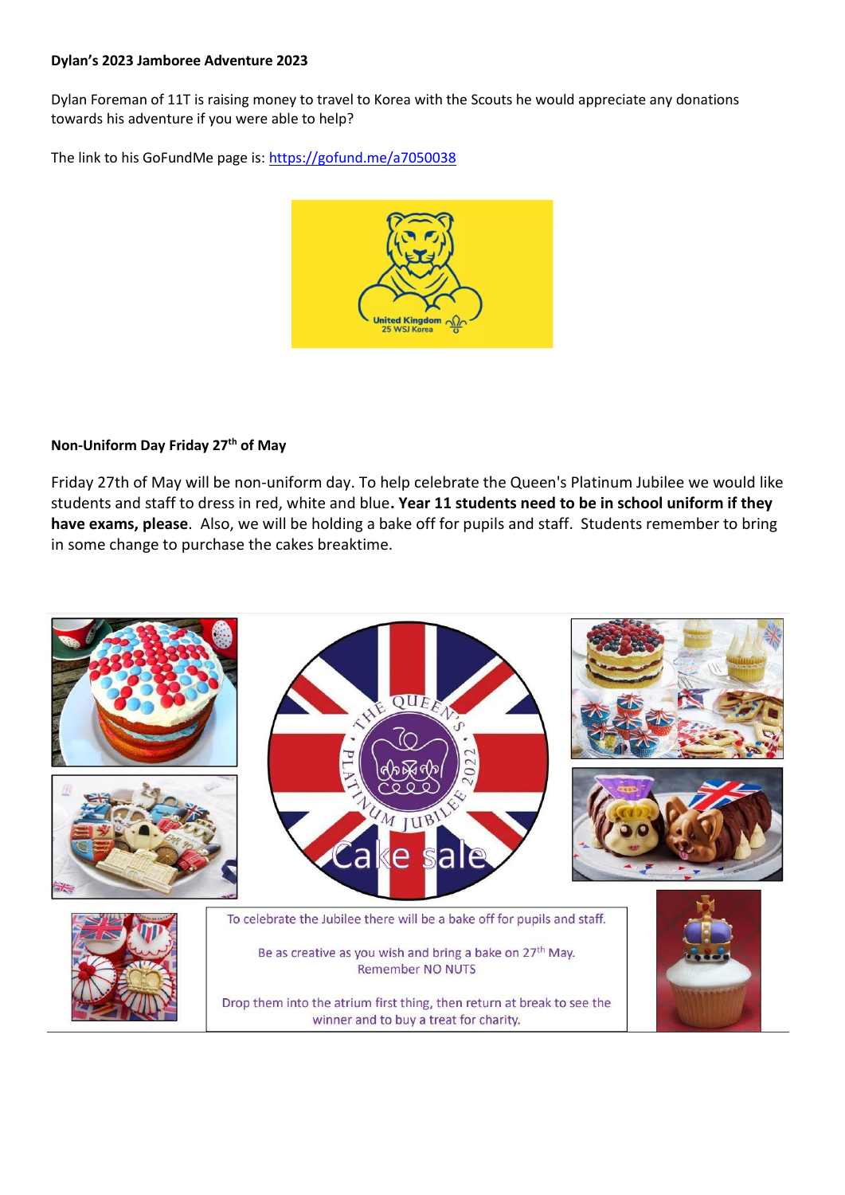**Dylan's 2023 Jamboree Adventure 2023**

Dylan Foreman of 11T is raising money to travel to Korea with the Scouts he would appreciate any donations towards his adventure if you were able to help?

The link to his GoFundMe page is: https://gofund.me/a7050038

**Non-Uniform Day Friday 27th of May**

Friday 27th of May will be non-uniform day. To help celebrate the Queen's Platinum Jubilee we would like students and staff to dress in red, white and blue**. Year 11 students need to be in school uniform if they have exams, please**. Also, we will be holding a bake off for pupils and staff. Students remember to bring in some change to purchase the cakes breaktime.

To celebrate the Jubilee there will be a bake off for pupils and staff.

Be as creative as you wish and bring a bake on 27th May.
Remember NO NUTS

Drop them into the atrium first thing, then return at break to see the winner and to buy a treat for charity.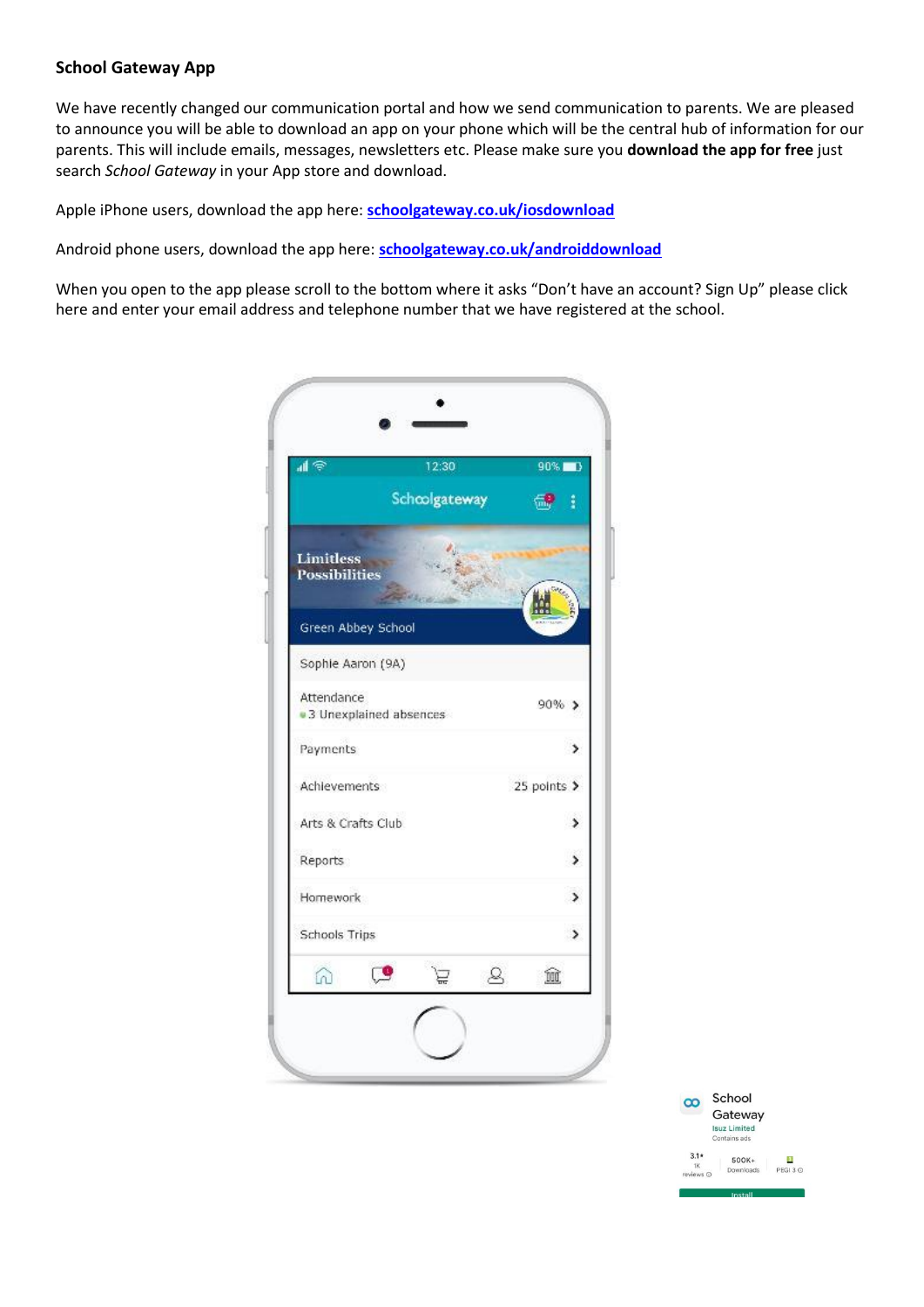### School Gateway App

We have recently changed our communication portal and how we send communication to parents. We are pleased to announce you will be able to download an app on your phone which will be the central hub of information for our parents. This will include emails, messages, newsletters etc. Please make sure you **download the app for free** just search *School Gateway* in your App store and download.

Apple iPhone users, download the app here: **schoolgateway.co.uk/iosdownload**

Android phone users, download the app here: **schoolgateway.co.uk/androiddownload**

When you open to the app please scroll to the bottom where it asks "Don't have an account? Sign Up" please click here and enter your email address and telephone number that we have registered at the school.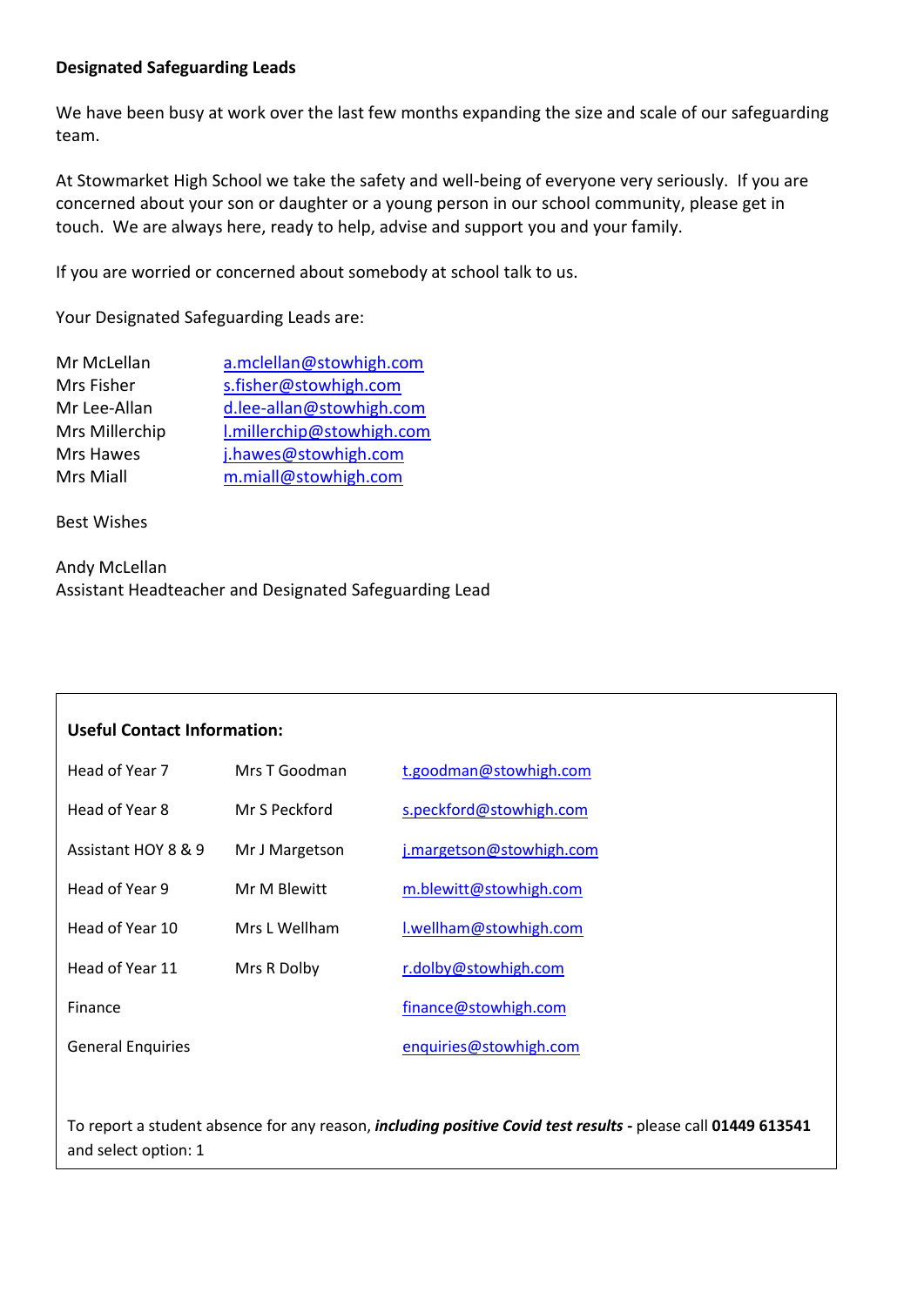**Designated Safeguarding Leads**

We have been busy at work over the last few months expanding the size and scale of our safeguarding team.

At Stowmarket High School we take the safety and well-being of everyone very seriously. If you are concerned about your son or daughter or a young person in our school community, please get in touch. We are always here, ready to help, advise and support you and your family.

If you are worried or concerned about somebody at school talk to us.

Your Designated Safeguarding Leads are:

| | |
|---|---|
| Mr McLellan | a.mclellan@stowhigh.com |
| Mrs Fisher | s.fisher@stowhigh.com |
| Mr Lee-Allan | d.lee-allan@stowhigh.com |
| Mrs Millerchip | l.millerchip@stowhigh.com |
| Mrs Hawes | j.hawes@stowhigh.com |
| Mrs Miall | m.miall@stowhigh.com |

Best Wishes

Andy McLellan
Assistant Headteacher and Designated Safeguarding Lead

**Useful Contact Information:**

| | | |
|---|---|---|
| Head of Year 7 | Mrs T Goodman | t.goodman@stowhigh.com |
| Head of Year 8 | Mr S Peckford | s.peckford@stowhigh.com |
| Assistant HOY 8 & 9 | Mr J Margetson | j.margetson@stowhigh.com |
| Head of Year 9 | Mr M Blewitt | m.blewitt@stowhigh.com |
| Head of Year 10 | Mrs L Wellham | l.wellham@stowhigh.com |
| Head of Year 11 | Mrs R Dolby | r.dolby@stowhigh.com |
| Finance | | finance@stowhigh.com |
| General Enquiries | | enquiries@stowhigh.com |

To report a student absence for any reason, ***including positive Covid test results*** **-** please call **01449 613541** and select option: 1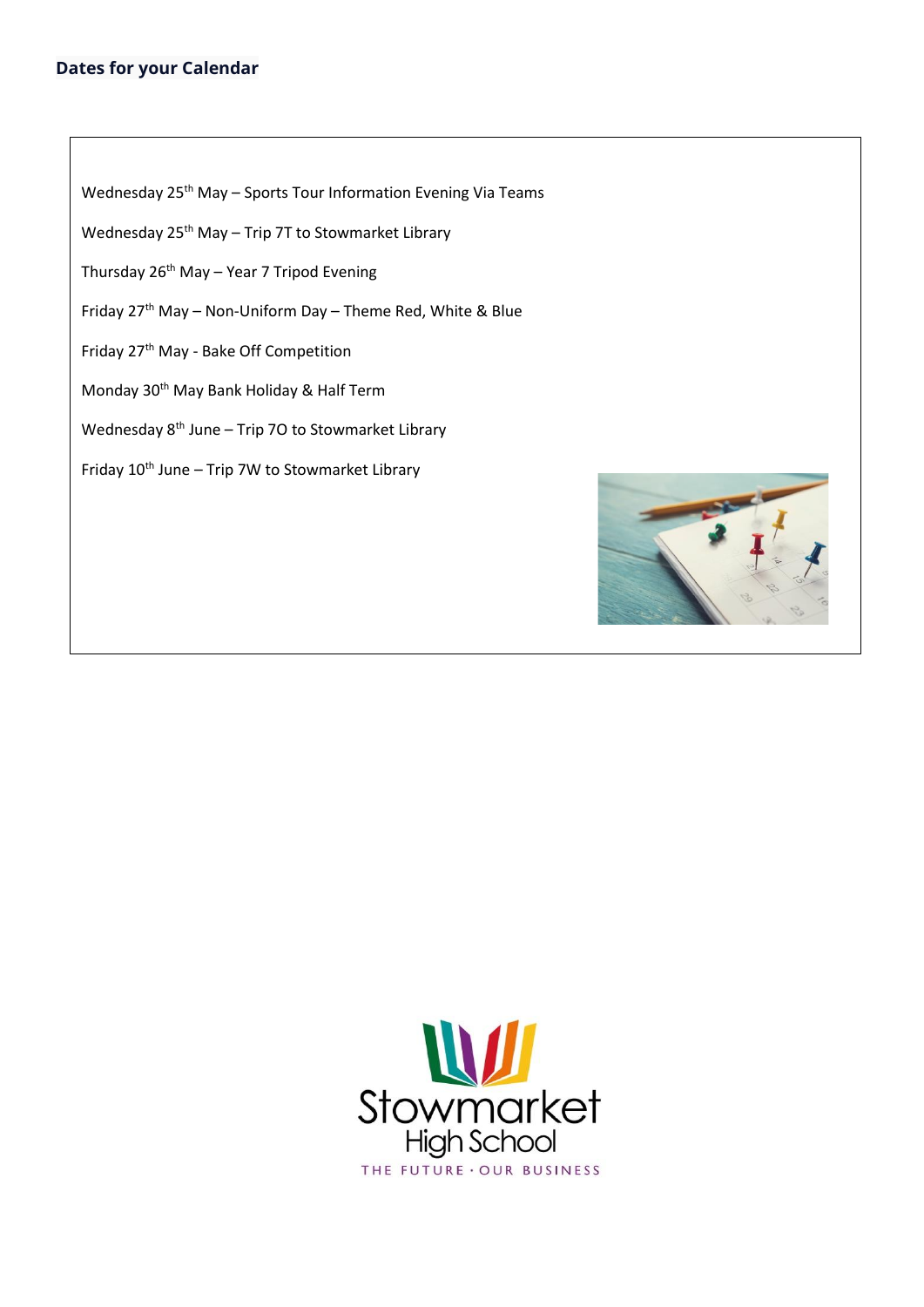## Dates for your Calendar

Wednesday 25th May – Sports Tour Information Evening Via Teams

Wednesday 25th May – Trip 7T to Stowmarket Library

Thursday 26th May – Year 7 Tripod Evening

Friday 27th May – Non-Uniform Day – Theme Red, White & Blue

Friday 27th May - Bake Off Competition

Monday 30th May Bank Holiday & Half Term

Wednesday 8th June – Trip 7O to Stowmarket Library

Friday 10th June – Trip 7W to Stowmarket Library

Stowmarket High School

THE FUTURE · OUR BUSINESS